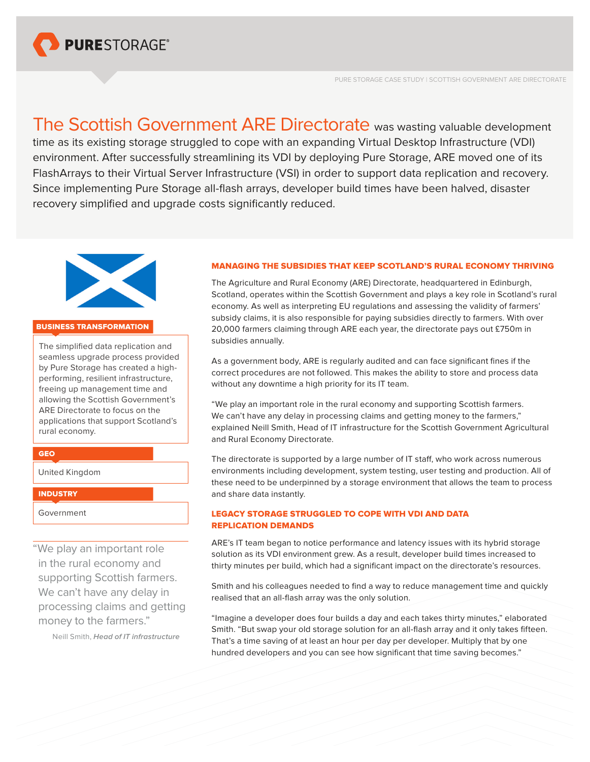PURE STORAGE CASE STUDY | SCOTTISH GOVERNMENT ARE DIRECTORATE

# The Scottish Government ARE Directorate was wasting valuable development time as its existing storage struggled to cope with an expanding Virtual Desktop Infrastructure (VDI) environment. After successfully streamlining its VDI by deploying Pure Storage, ARE moved one of its FlashArrays to their Virtual Server Infrastructure (VSI) in order to support data replication and recovery. Since implementing Pure Storage all-flash arrays, developer build times have been halved, disaster recovery simplified and upgrade costs significantly reduced.

**BUSINESS TRANSFORMATION**

The simplified data replication and seamless upgrade process provided by Pure Storage has created a high-performing, resilient infrastructure, freeing up management time and allowing the Scottish Government's ARE Directorate to focus on the applications that support Scotland's rural economy.

**GEO**

United Kingdom

**INDUSTRY**

Government

> "We play an important role in the rural economy and supporting Scottish farmers. We can't have any delay in processing claims and getting money to the farmers."
>
> Neill Smith, *Head of IT infrastructure*

## MANAGING THE SUBSIDIES THAT KEEP SCOTLAND'S RURAL ECONOMY THRIVING

The Agriculture and Rural Economy (ARE) Directorate, headquartered in Edinburgh, Scotland, operates within the Scottish Government and plays a key role in Scotland's rural economy. As well as interpreting EU regulations and assessing the validity of farmers' subsidy claims, it is also responsible for paying subsidies directly to farmers. With over 20,000 farmers claiming through ARE each year, the directorate pays out £750m in subsidies annually.

As a government body, ARE is regularly audited and can face significant fines if the correct procedures are not followed. This makes the ability to store and process data without any downtime a high priority for its IT team.

"We play an important role in the rural economy and supporting Scottish farmers. We can't have any delay in processing claims and getting money to the farmers," explained Neill Smith, Head of IT infrastructure for the Scottish Government Agricultural and Rural Economy Directorate.

The directorate is supported by a large number of IT staff, who work across numerous environments including development, system testing, user testing and production. All of these need to be underpinned by a storage environment that allows the team to process and share data instantly.

## LEGACY STORAGE STRUGGLED TO COPE WITH VDI AND DATA REPLICATION DEMANDS

ARE's IT team began to notice performance and latency issues with its hybrid storage solution as its VDI environment grew. As a result, developer build times increased to thirty minutes per build, which had a significant impact on the directorate's resources.

Smith and his colleagues needed to find a way to reduce management time and quickly realised that an all-flash array was the only solution.

"Imagine a developer does four builds a day and each takes thirty minutes," elaborated Smith. "But swap your old storage solution for an all-flash array and it only takes fifteen. That's a time saving of at least an hour per day per developer. Multiply that by one hundred developers and you can see how significant that time saving becomes."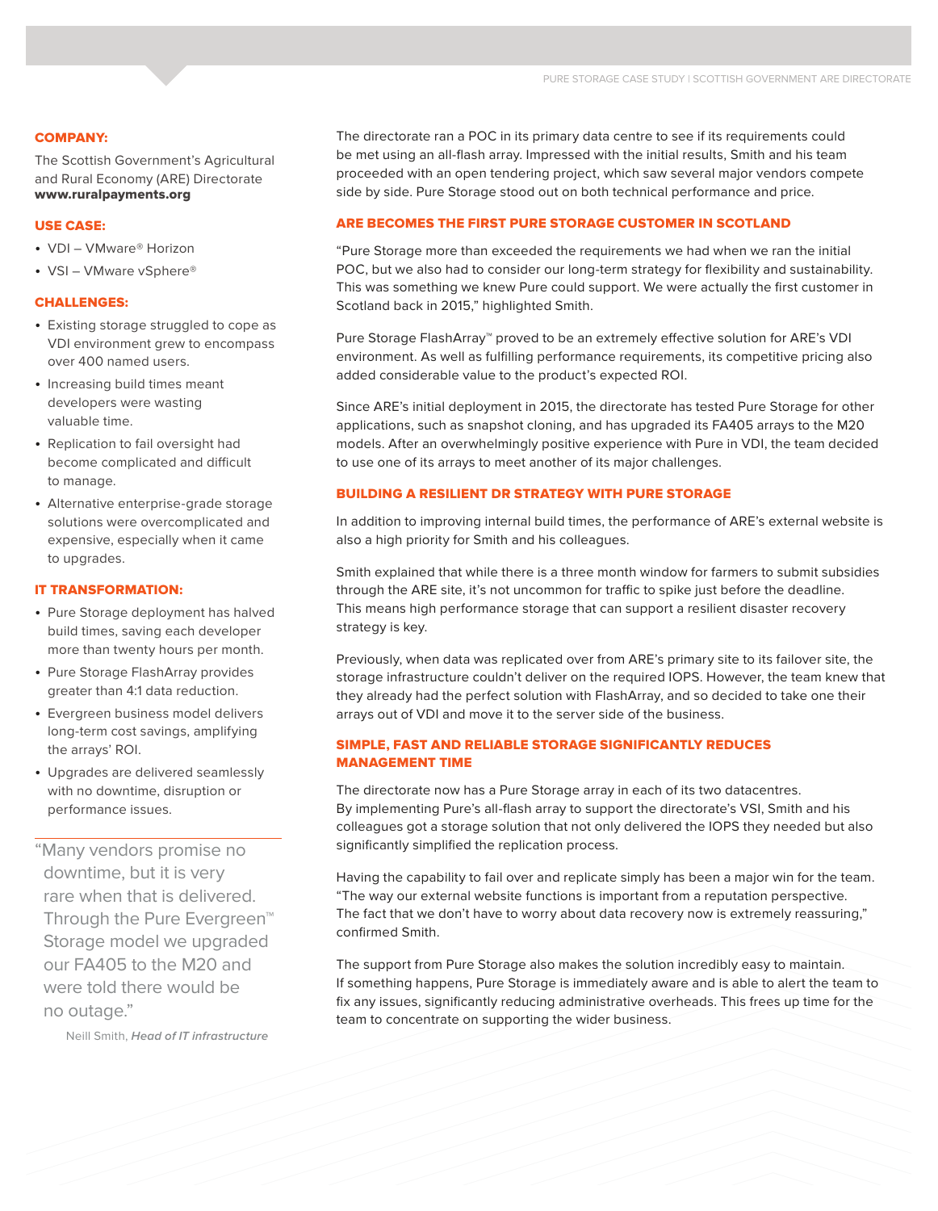**COMPANY:**

The Scottish Government's Agricultural and Rural Economy (ARE) Directorate
**www.ruralpayments.org**

**USE CASE:**

- VDI – VMware® Horizon
- VSI – VMware vSphere®

**CHALLENGES:**

- Existing storage struggled to cope as VDI environment grew to encompass over 400 named users.
- Increasing build times meant developers were wasting valuable time.
- Replication to fail oversight had become complicated and difficult to manage.
- Alternative enterprise-grade storage solutions were overcomplicated and expensive, especially when it came to upgrades.

**IT TRANSFORMATION:**

- Pure Storage deployment has halved build times, saving each developer more than twenty hours per month.
- Pure Storage FlashArray provides greater than 4:1 data reduction.
- Evergreen business model delivers long-term cost savings, amplifying the arrays' ROI.
- Upgrades are delivered seamlessly with no downtime, disruption or performance issues.

> "Many vendors promise no downtime, but it is very rare when that is delivered. Through the Pure Evergreen™ Storage model we upgraded our FA405 to the M20 and were told there would be no outage."
>
> Neill Smith, *Head of IT infrastructure*

The directorate ran a POC in its primary data centre to see if its requirements could be met using an all-flash array. Impressed with the initial results, Smith and his team proceeded with an open tendering project, which saw several major vendors compete side by side. Pure Storage stood out on both technical performance and price.

## ARE BECOMES THE FIRST PURE STORAGE CUSTOMER IN SCOTLAND

"Pure Storage more than exceeded the requirements we had when we ran the initial POC, but we also had to consider our long-term strategy for flexibility and sustainability. This was something we knew Pure could support. We were actually the first customer in Scotland back in 2015," highlighted Smith.

Pure Storage FlashArray™ proved to be an extremely effective solution for ARE's VDI environment. As well as fulfilling performance requirements, its competitive pricing also added considerable value to the product's expected ROI.

Since ARE's initial deployment in 2015, the directorate has tested Pure Storage for other applications, such as snapshot cloning, and has upgraded its FA405 arrays to the M20 models. After an overwhelmingly positive experience with Pure in VDI, the team decided to use one of its arrays to meet another of its major challenges.

## BUILDING A RESILIENT DR STRATEGY WITH PURE STORAGE

In addition to improving internal build times, the performance of ARE's external website is also a high priority for Smith and his colleagues.

Smith explained that while there is a three month window for farmers to submit subsidies through the ARE site, it's not uncommon for traffic to spike just before the deadline. This means high performance storage that can support a resilient disaster recovery strategy is key.

Previously, when data was replicated over from ARE's primary site to its failover site, the storage infrastructure couldn't deliver on the required IOPS. However, the team knew that they already had the perfect solution with FlashArray, and so decided to take one their arrays out of VDI and move it to the server side of the business.

## SIMPLE, FAST AND RELIABLE STORAGE SIGNIFICANTLY REDUCES MANAGEMENT TIME

The directorate now has a Pure Storage array in each of its two datacentres. By implementing Pure's all-flash array to support the directorate's VSI, Smith and his colleagues got a storage solution that not only delivered the IOPS they needed but also significantly simplified the replication process.

Having the capability to fail over and replicate simply has been a major win for the team. "The way our external website functions is important from a reputation perspective. The fact that we don't have to worry about data recovery now is extremely reassuring," confirmed Smith.

The support from Pure Storage also makes the solution incredibly easy to maintain. If something happens, Pure Storage is immediately aware and is able to alert the team to fix any issues, significantly reducing administrative overheads. This frees up time for the team to concentrate on supporting the wider business.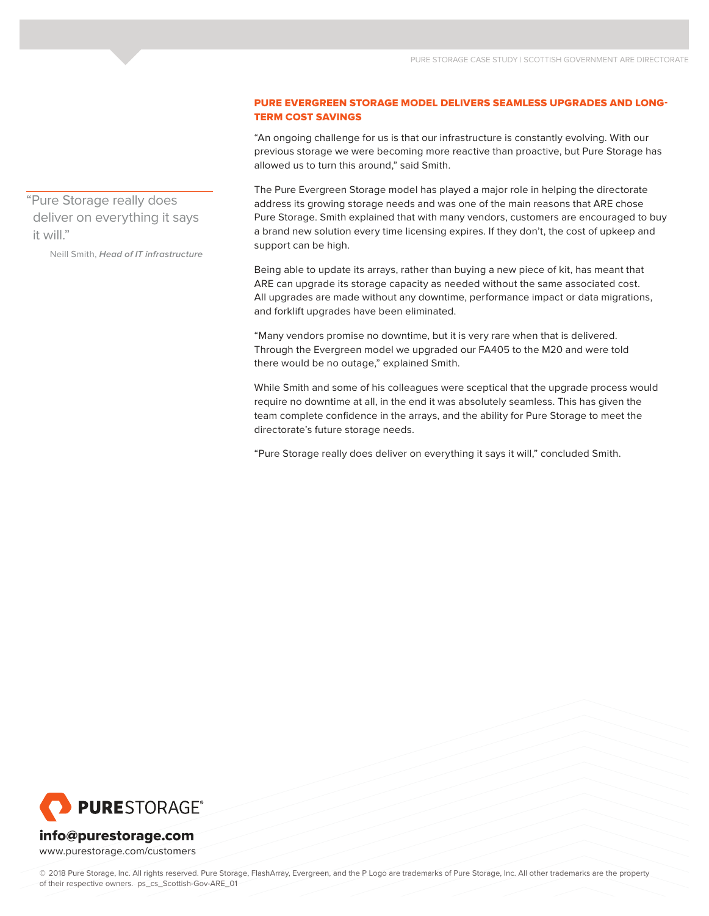## PURE EVERGREEN STORAGE MODEL DELIVERS SEAMLESS UPGRADES AND LONG-TERM COST SAVINGS

"An ongoing challenge for us is that our infrastructure is constantly evolving. With our previous storage we were becoming more reactive than proactive, but Pure Storage has allowed us to turn this around," said Smith.

The Pure Evergreen Storage model has played a major role in helping the directorate address its growing storage needs and was one of the main reasons that ARE chose Pure Storage. Smith explained that with many vendors, customers are encouraged to buy a brand new solution every time licensing expires. If they don't, the cost of upkeep and support can be high.

Being able to update its arrays, rather than buying a new piece of kit, has meant that ARE can upgrade its storage capacity as needed without the same associated cost. All upgrades are made without any downtime, performance impact or data migrations, and forklift upgrades have been eliminated.

"Many vendors promise no downtime, but it is very rare when that is delivered. Through the Evergreen model we upgraded our FA405 to the M20 and were told there would be no outage," explained Smith.

While Smith and some of his colleagues were sceptical that the upgrade process would require no downtime at all, in the end it was absolutely seamless. This has given the team complete confidence in the arrays, and the ability for Pure Storage to meet the directorate's future storage needs.

"Pure Storage really does deliver on everything it says it will," concluded Smith.

> "Pure Storage really does deliver on everything it says it will."
>
> Neill Smith, ***Head of IT infrastructure***

**PURESTORAGE®**

**info@purestorage.com**

www.purestorage.com/customers

© 2018 Pure Storage, Inc. All rights reserved. Pure Storage, FlashArray, Evergreen, and the P Logo are trademarks of Pure Storage, Inc. All other trademarks are the property of their respective owners. ps_cs_Scottish-Gov-ARE_01